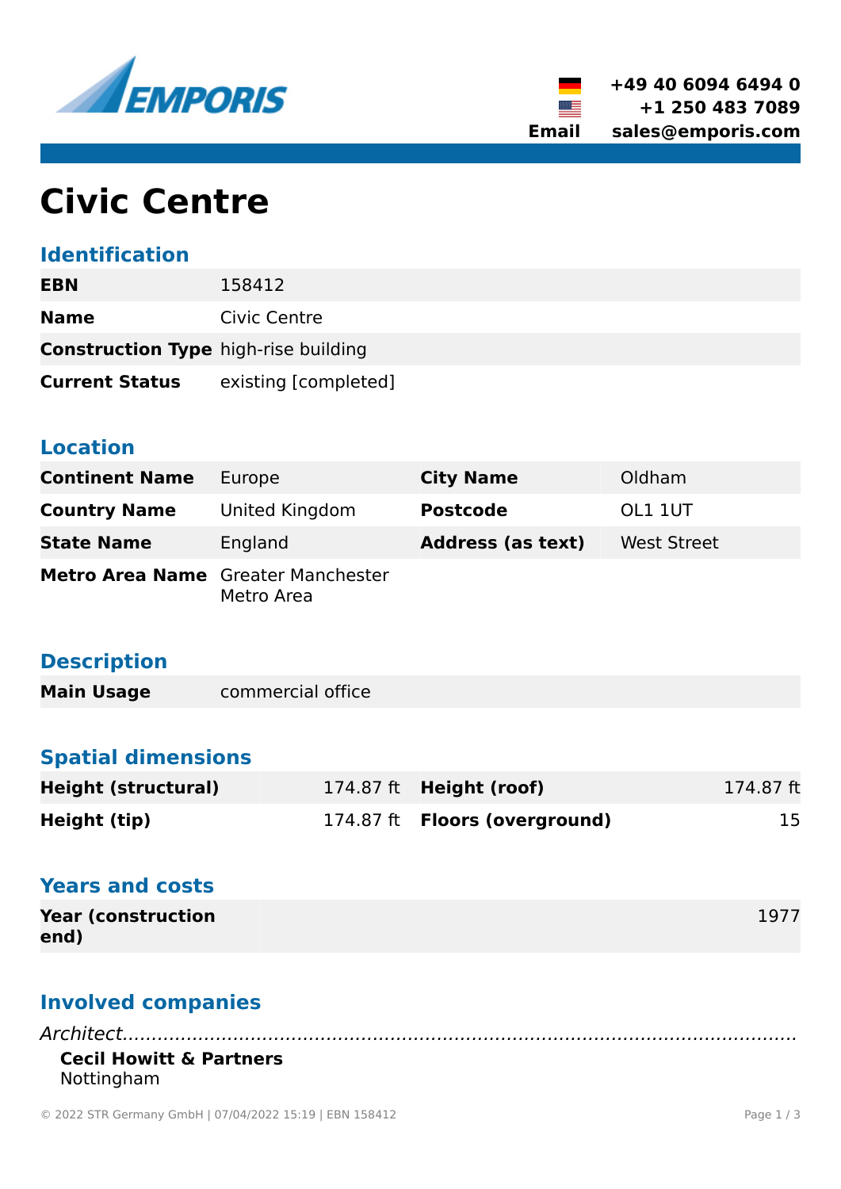EMPORIS

+49 40 6094 6494 0
+1 250 483 7089
Email sales@emporis.com

# Civic Centre

## Identification

| | |
|---|---|
| **EBN** | 158412 |
| **Name** | Civic Centre |
| **Construction Type** | high-rise building |
| **Current Status** | existing [completed] |

## Location

| | | | |
|---|---|---|---|
| **Continent Name** | Europe | **City Name** | Oldham |
| **Country Name** | United Kingdom | **Postcode** | OL1 1UT |
| **State Name** | England | **Address (as text)** | West Street |
| **Metro Area Name** | Greater Manchester Metro Area | | |

## Description

| | |
|---|---|
| **Main Usage** | commercial office |

## Spatial dimensions

| | | | |
|---|---|---|---|
| **Height (structural)** | 174.87 ft | **Height (roof)** | 174.87 ft |
| **Height (tip)** | 174.87 ft | **Floors (overground)** | 15 |

## Years and costs

| | |
|---|---|
| **Year (construction end)** | 1977 |

## Involved companies

*Architect*

**Cecil Howitt & Partners**
Nottingham

© 2022 STR Germany GmbH | 07/04/2022 15:19 | EBN 158412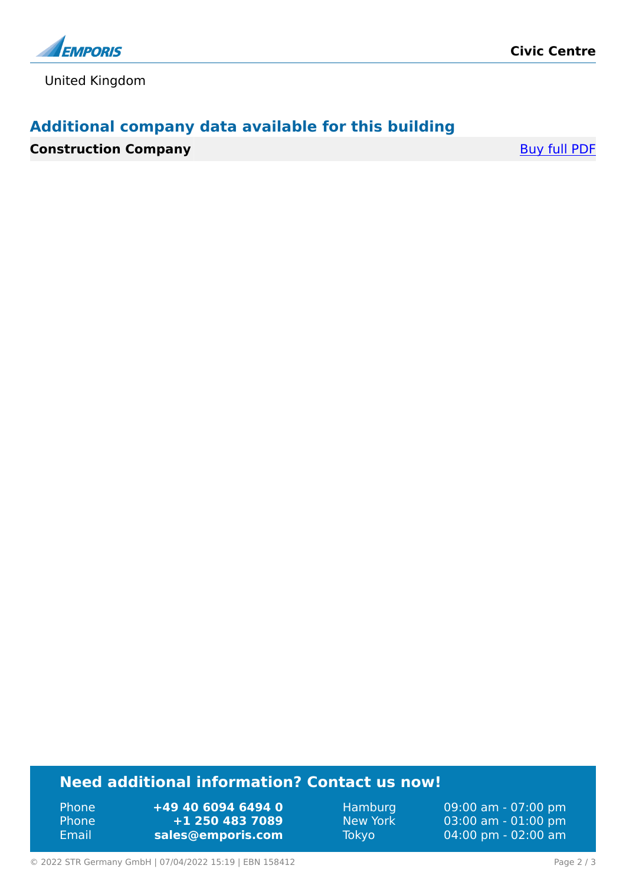United Kingdom

## Additional company data available for this building

| **Construction Company** | Buy full PDF |
| --- | --- |

## Need additional information? Contact us now!

| | | | |
| --- | --- | --- | --- |
| Phone | **+49 40 6094 6494 0** | Hamburg | 09:00 am - 07:00 pm |
| Phone | **+1 250 483 7089** | New York | 03:00 am - 01:00 pm |
| Email | **sales@emporis.com** | Tokyo | 04:00 pm - 02:00 am |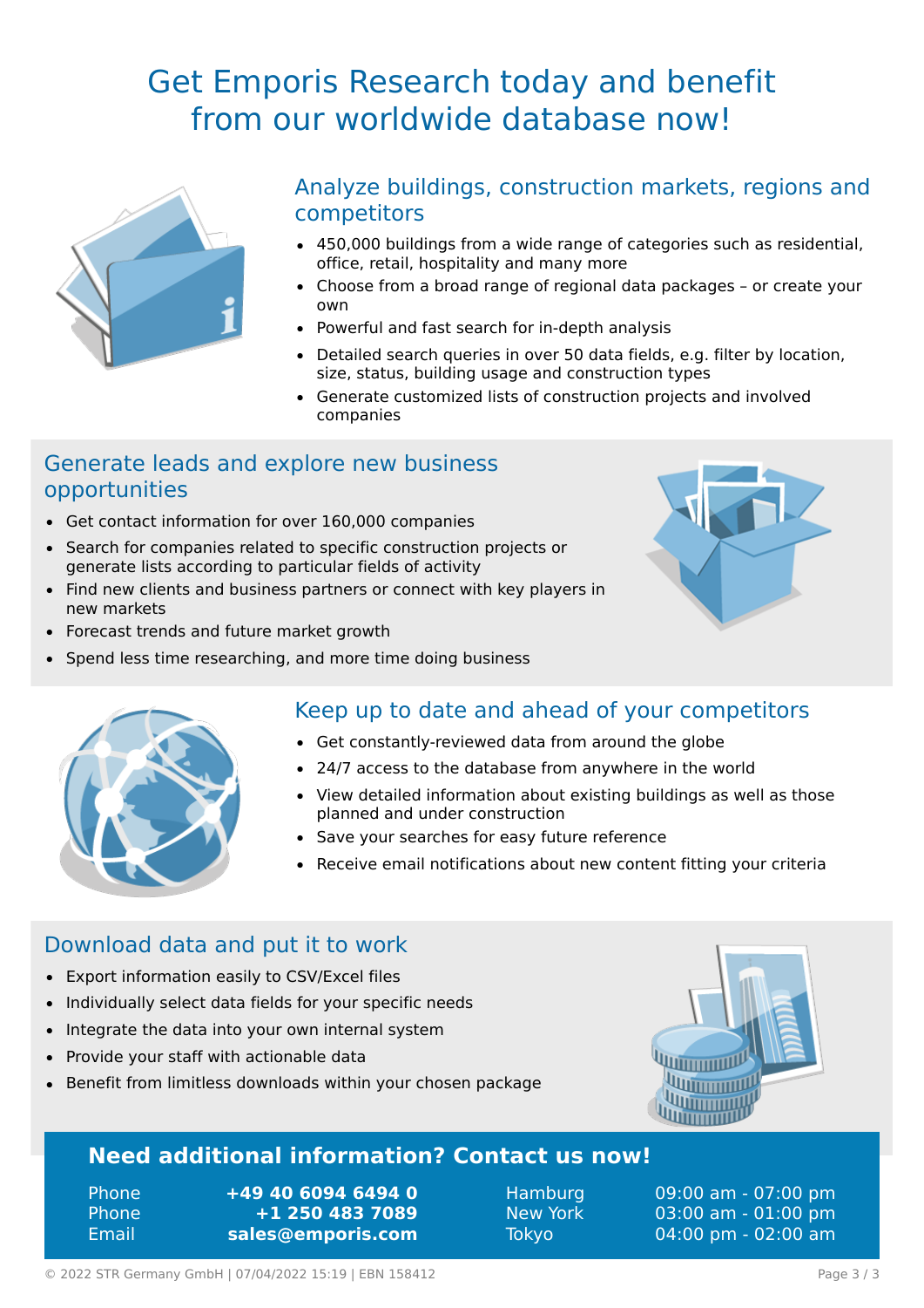# Get Emporis Research today and benefit from our worldwide database now!

## Analyze buildings, construction markets, regions and competitors

- 450,000 buildings from a wide range of categories such as residential, office, retail, hospitality and many more
- Choose from a broad range of regional data packages – or create your own
- Powerful and fast search for in-depth analysis
- Detailed search queries in over 50 data fields, e.g. filter by location, size, status, building usage and construction types
- Generate customized lists of construction projects and involved companies

## Generate leads and explore new business opportunities

- Get contact information for over 160,000 companies
- Search for companies related to specific construction projects or generate lists according to particular fields of activity
- Find new clients and business partners or connect with key players in new markets
- Forecast trends and future market growth
- Spend less time researching, and more time doing business

## Keep up to date and ahead of your competitors

- Get constantly-reviewed data from around the globe
- 24/7 access to the database from anywhere in the world
- View detailed information about existing buildings as well as those planned and under construction
- Save your searches for easy future reference
- Receive email notifications about new content fitting your criteria

## Download data and put it to work

- Export information easily to CSV/Excel files
- Individually select data fields for your specific needs
- Integrate the data into your own internal system
- Provide your staff with actionable data
- Benefit from limitless downloads within your chosen package

### Need additional information? Contact us now!

| | | | |
|---|---|---|---|
| Phone | **+49 40 6094 6494 0** | Hamburg | 09:00 am - 07:00 pm |
| Phone | **+1 250 483 7089** | New York | 03:00 am - 01:00 pm |
| Email | **sales@emporis.com** | Tokyo | 04:00 pm - 02:00 am |

© 2022 STR Germany GmbH | 07/04/2022 15:19 | EBN 158412